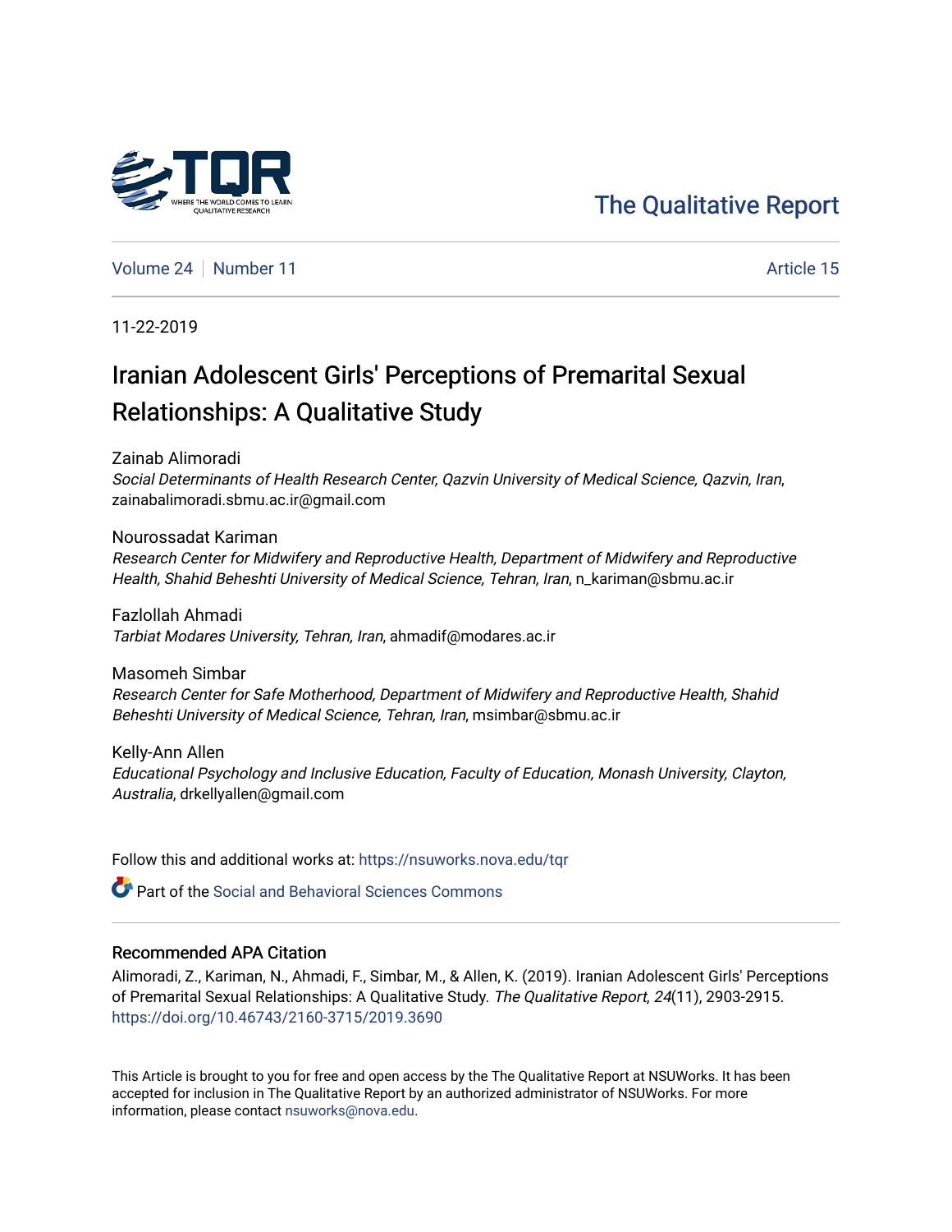The Qualitative Report

Volume 24 | Number 11 | Article 15

11-22-2019

# Iranian Adolescent Girls' Perceptions of Premarital Sexual Relationships: A Qualitative Study

Zainab Alimoradi
*Social Determinants of Health Research Center, Qazvin University of Medical Science, Qazvin, Iran*, zainabalimoradi.sbmu.ac.ir@gmail.com

Nourossadat Kariman
*Research Center for Midwifery and Reproductive Health, Department of Midwifery and Reproductive Health, Shahid Beheshti University of Medical Science, Tehran, Iran*, n_kariman@sbmu.ac.ir

Fazlollah Ahmadi
*Tarbiat Modares University, Tehran, Iran*, ahmadif@modares.ac.ir

Masomeh Simbar
*Research Center for Safe Motherhood, Department of Midwifery and Reproductive Health, Shahid Beheshti University of Medical Science, Tehran, Iran*, msimbar@sbmu.ac.ir

Kelly-Ann Allen
*Educational Psychology and Inclusive Education, Faculty of Education, Monash University, Clayton, Australia*, drkellyallen@gmail.com

Follow this and additional works at: https://nsuworks.nova.edu/tqr

Part of the Social and Behavioral Sciences Commons

## Recommended APA Citation

Alimoradi, Z., Kariman, N., Ahmadi, F., Simbar, M., & Allen, K. (2019). Iranian Adolescent Girls' Perceptions of Premarital Sexual Relationships: A Qualitative Study. *The Qualitative Report*, *24*(11), 2903-2915. https://doi.org/10.46743/2160-3715/2019.3690

This Article is brought to you for free and open access by the The Qualitative Report at NSUWorks. It has been accepted for inclusion in The Qualitative Report by an authorized administrator of NSUWorks. For more information, please contact nsuworks@nova.edu.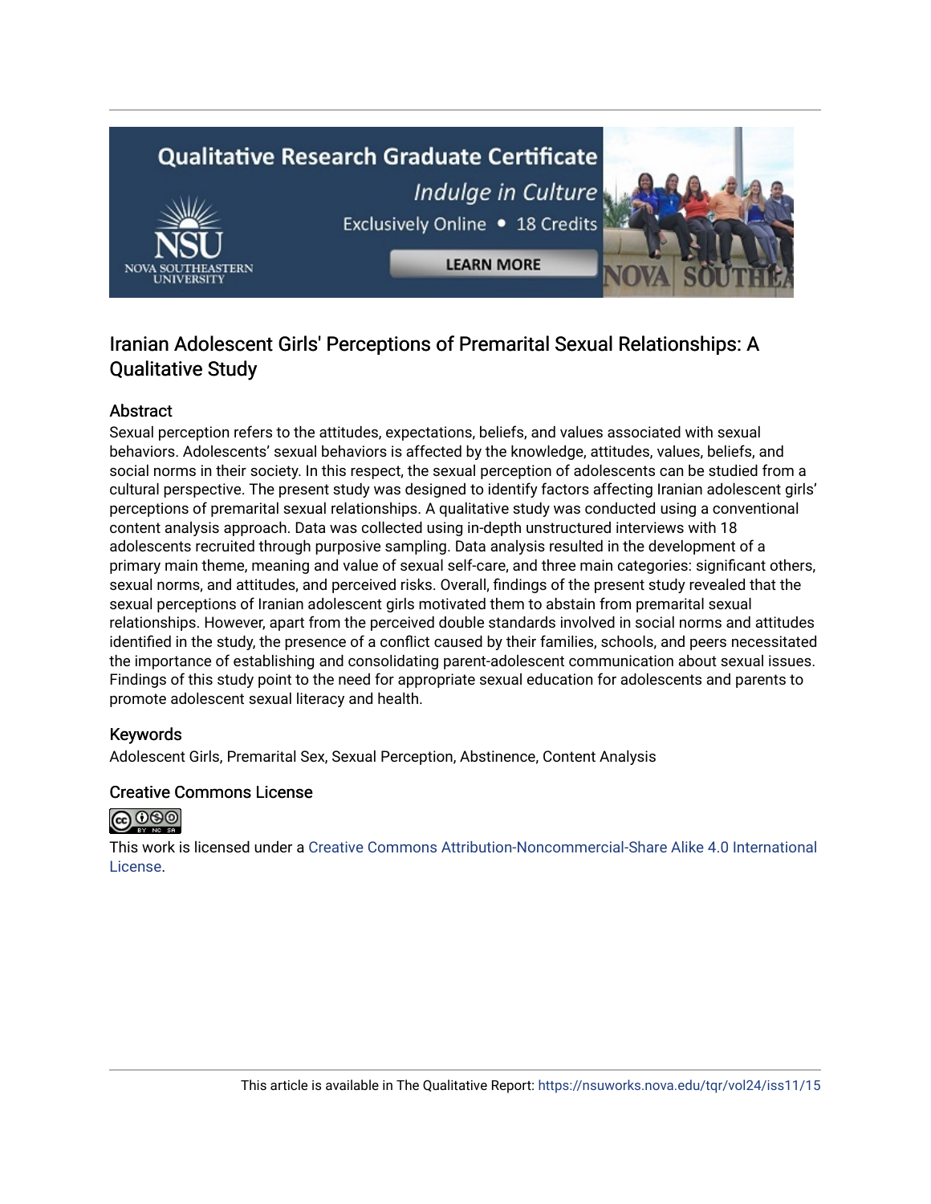# Iranian Adolescent Girls' Perceptions of Premarital Sexual Relationships: A Qualitative Study

## Abstract

Sexual perception refers to the attitudes, expectations, beliefs, and values associated with sexual behaviors. Adolescents' sexual behaviors is affected by the knowledge, attitudes, values, beliefs, and social norms in their society. In this respect, the sexual perception of adolescents can be studied from a cultural perspective. The present study was designed to identify factors affecting Iranian adolescent girls' perceptions of premarital sexual relationships. A qualitative study was conducted using a conventional content analysis approach. Data was collected using in-depth unstructured interviews with 18 adolescents recruited through purposive sampling. Data analysis resulted in the development of a primary main theme, meaning and value of sexual self-care, and three main categories: significant others, sexual norms, and attitudes, and perceived risks. Overall, findings of the present study revealed that the sexual perceptions of Iranian adolescent girls motivated them to abstain from premarital sexual relationships. However, apart from the perceived double standards involved in social norms and attitudes identified in the study, the presence of a conflict caused by their families, schools, and peers necessitated the importance of establishing and consolidating parent-adolescent communication about sexual issues. Findings of this study point to the need for appropriate sexual education for adolescents and parents to promote adolescent sexual literacy and health.

## Keywords

Adolescent Girls, Premarital Sex, Sexual Perception, Abstinence, Content Analysis

## Creative Commons License

This work is licensed under a Creative Commons Attribution-Noncommercial-Share Alike 4.0 International License.

This article is available in The Qualitative Report: https://nsuworks.nova.edu/tqr/vol24/iss11/15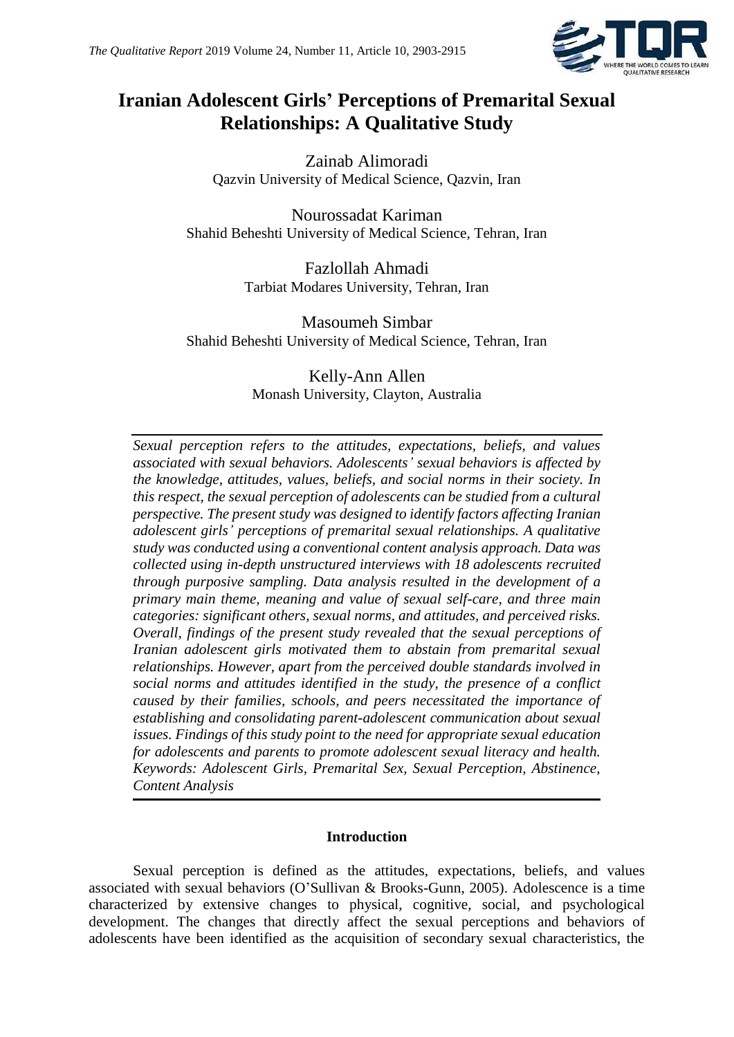# Iranian Adolescent Girls' Perceptions of Premarital Sexual Relationships: A Qualitative Study

Zainab Alimoradi
Qazvin University of Medical Science, Qazvin, Iran

Nourossadat Kariman
Shahid Beheshti University of Medical Science, Tehran, Iran

Fazlollah Ahmadi
Tarbiat Modares University, Tehran, Iran

Masoumeh Simbar
Shahid Beheshti University of Medical Science, Tehran, Iran

Kelly-Ann Allen
Monash University, Clayton, Australia

*Sexual perception refers to the attitudes, expectations, beliefs, and values associated with sexual behaviors. Adolescents' sexual behaviors is affected by the knowledge, attitudes, values, beliefs, and social norms in their society. In this respect, the sexual perception of adolescents can be studied from a cultural perspective. The present study was designed to identify factors affecting Iranian adolescent girls' perceptions of premarital sexual relationships. A qualitative study was conducted using a conventional content analysis approach. Data was collected using in-depth unstructured interviews with 18 adolescents recruited through purposive sampling. Data analysis resulted in the development of a primary main theme, meaning and value of sexual self-care, and three main categories: significant others, sexual norms, and attitudes, and perceived risks. Overall, findings of the present study revealed that the sexual perceptions of Iranian adolescent girls motivated them to abstain from premarital sexual relationships. However, apart from the perceived double standards involved in social norms and attitudes identified in the study, the presence of a conflict caused by their families, schools, and peers necessitated the importance of establishing and consolidating parent-adolescent communication about sexual issues. Findings of this study point to the need for appropriate sexual education for adolescents and parents to promote adolescent sexual literacy and health. Keywords: Adolescent Girls, Premarital Sex, Sexual Perception, Abstinence, Content Analysis*

## Introduction

Sexual perception is defined as the attitudes, expectations, beliefs, and values associated with sexual behaviors (O'Sullivan & Brooks-Gunn, 2005). Adolescence is a time characterized by extensive changes to physical, cognitive, social, and psychological development. The changes that directly affect the sexual perceptions and behaviors of adolescents have been identified as the acquisition of secondary sexual characteristics, the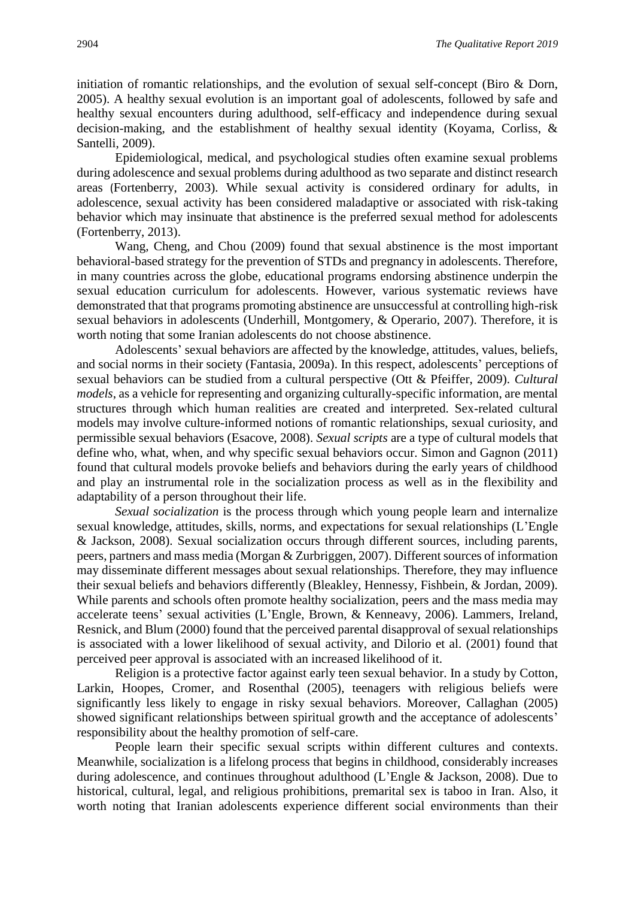initiation of romantic relationships, and the evolution of sexual self-concept (Biro & Dorn, 2005). A healthy sexual evolution is an important goal of adolescents, followed by safe and healthy sexual encounters during adulthood, self-efficacy and independence during sexual decision-making, and the establishment of healthy sexual identity (Koyama, Corliss, & Santelli, 2009).

Epidemiological, medical, and psychological studies often examine sexual problems during adolescence and sexual problems during adulthood as two separate and distinct research areas (Fortenberry, 2003). While sexual activity is considered ordinary for adults, in adolescence, sexual activity has been considered maladaptive or associated with risk-taking behavior which may insinuate that abstinence is the preferred sexual method for adolescents (Fortenberry, 2013).

Wang, Cheng, and Chou (2009) found that sexual abstinence is the most important behavioral-based strategy for the prevention of STDs and pregnancy in adolescents. Therefore, in many countries across the globe, educational programs endorsing abstinence underpin the sexual education curriculum for adolescents. However, various systematic reviews have demonstrated that that programs promoting abstinence are unsuccessful at controlling high-risk sexual behaviors in adolescents (Underhill, Montgomery, & Operario, 2007). Therefore, it is worth noting that some Iranian adolescents do not choose abstinence.

Adolescents' sexual behaviors are affected by the knowledge, attitudes, values, beliefs, and social norms in their society (Fantasia, 2009a). In this respect, adolescents' perceptions of sexual behaviors can be studied from a cultural perspective (Ott & Pfeiffer, 2009). *Cultural models*, as a vehicle for representing and organizing culturally-specific information, are mental structures through which human realities are created and interpreted. Sex-related cultural models may involve culture-informed notions of romantic relationships, sexual curiosity, and permissible sexual behaviors (Esacove, 2008). *Sexual scripts* are a type of cultural models that define who, what, when, and why specific sexual behaviors occur. Simon and Gagnon (2011) found that cultural models provoke beliefs and behaviors during the early years of childhood and play an instrumental role in the socialization process as well as in the flexibility and adaptability of a person throughout their life.

*Sexual socialization* is the process through which young people learn and internalize sexual knowledge, attitudes, skills, norms, and expectations for sexual relationships (L'Engle & Jackson, 2008). Sexual socialization occurs through different sources, including parents, peers, partners and mass media (Morgan & Zurbriggen, 2007). Different sources of information may disseminate different messages about sexual relationships. Therefore, they may influence their sexual beliefs and behaviors differently (Bleakley, Hennessy, Fishbein, & Jordan, 2009). While parents and schools often promote healthy socialization, peers and the mass media may accelerate teens' sexual activities (L'Engle, Brown, & Kenneavy, 2006). Lammers, Ireland, Resnick, and Blum (2000) found that the perceived parental disapproval of sexual relationships is associated with a lower likelihood of sexual activity, and Dilorio et al. (2001) found that perceived peer approval is associated with an increased likelihood of it.

Religion is a protective factor against early teen sexual behavior. In a study by Cotton, Larkin, Hoopes, Cromer, and Rosenthal (2005), teenagers with religious beliefs were significantly less likely to engage in risky sexual behaviors. Moreover, Callaghan (2005) showed significant relationships between spiritual growth and the acceptance of adolescents' responsibility about the healthy promotion of self-care.

People learn their specific sexual scripts within different cultures and contexts. Meanwhile, socialization is a lifelong process that begins in childhood, considerably increases during adolescence, and continues throughout adulthood (L'Engle & Jackson, 2008). Due to historical, cultural, legal, and religious prohibitions, premarital sex is taboo in Iran. Also, it worth noting that Iranian adolescents experience different social environments than their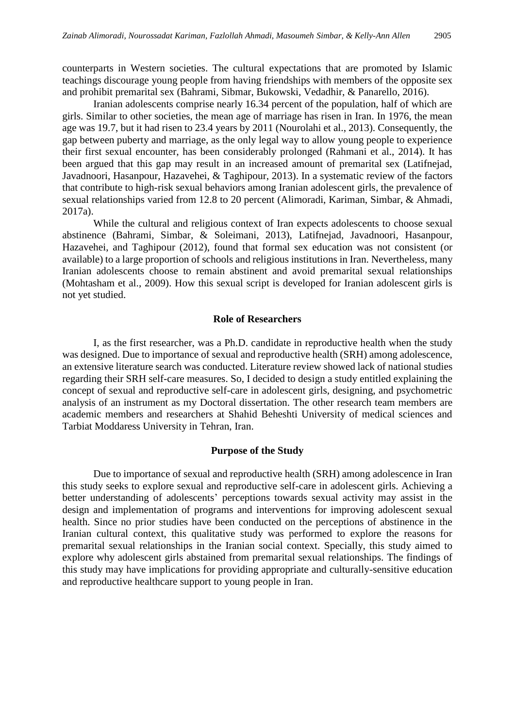counterparts in Western societies. The cultural expectations that are promoted by Islamic teachings discourage young people from having friendships with members of the opposite sex and prohibit premarital sex (Bahrami, Sibmar, Bukowski, Vedadhir, & Panarello, 2016).

Iranian adolescents comprise nearly 16.34 percent of the population, half of which are girls. Similar to other societies, the mean age of marriage has risen in Iran. In 1976, the mean age was 19.7, but it had risen to 23.4 years by 2011 (Nourolahi et al., 2013). Consequently, the gap between puberty and marriage, as the only legal way to allow young people to experience their first sexual encounter, has been considerably prolonged (Rahmani et al., 2014). It has been argued that this gap may result in an increased amount of premarital sex (Latifnejad, Javadnoori, Hasanpour, Hazavehei, & Taghipour, 2013). In a systematic review of the factors that contribute to high-risk sexual behaviors among Iranian adolescent girls, the prevalence of sexual relationships varied from 12.8 to 20 percent (Alimoradi, Kariman, Simbar, & Ahmadi, 2017a).

While the cultural and religious context of Iran expects adolescents to choose sexual abstinence (Bahrami, Simbar, & Soleimani, 2013), Latifnejad, Javadnoori, Hasanpour, Hazavehei, and Taghipour (2012), found that formal sex education was not consistent (or available) to a large proportion of schools and religious institutions in Iran. Nevertheless, many Iranian adolescents choose to remain abstinent and avoid premarital sexual relationships (Mohtasham et al., 2009). How this sexual script is developed for Iranian adolescent girls is not yet studied.

## Role of Researchers

I, as the first researcher, was a Ph.D. candidate in reproductive health when the study was designed. Due to importance of sexual and reproductive health (SRH) among adolescence, an extensive literature search was conducted. Literature review showed lack of national studies regarding their SRH self-care measures. So, I decided to design a study entitled explaining the concept of sexual and reproductive self-care in adolescent girls, designing, and psychometric analysis of an instrument as my Doctoral dissertation. The other research team members are academic members and researchers at Shahid Beheshti University of medical sciences and Tarbiat Moddaress University in Tehran, Iran.

## Purpose of the Study

Due to importance of sexual and reproductive health (SRH) among adolescence in Iran this study seeks to explore sexual and reproductive self-care in adolescent girls. Achieving a better understanding of adolescents' perceptions towards sexual activity may assist in the design and implementation of programs and interventions for improving adolescent sexual health. Since no prior studies have been conducted on the perceptions of abstinence in the Iranian cultural context, this qualitative study was performed to explore the reasons for premarital sexual relationships in the Iranian social context. Specially, this study aimed to explore why adolescent girls abstained from premarital sexual relationships. The findings of this study may have implications for providing appropriate and culturally-sensitive education and reproductive healthcare support to young people in Iran.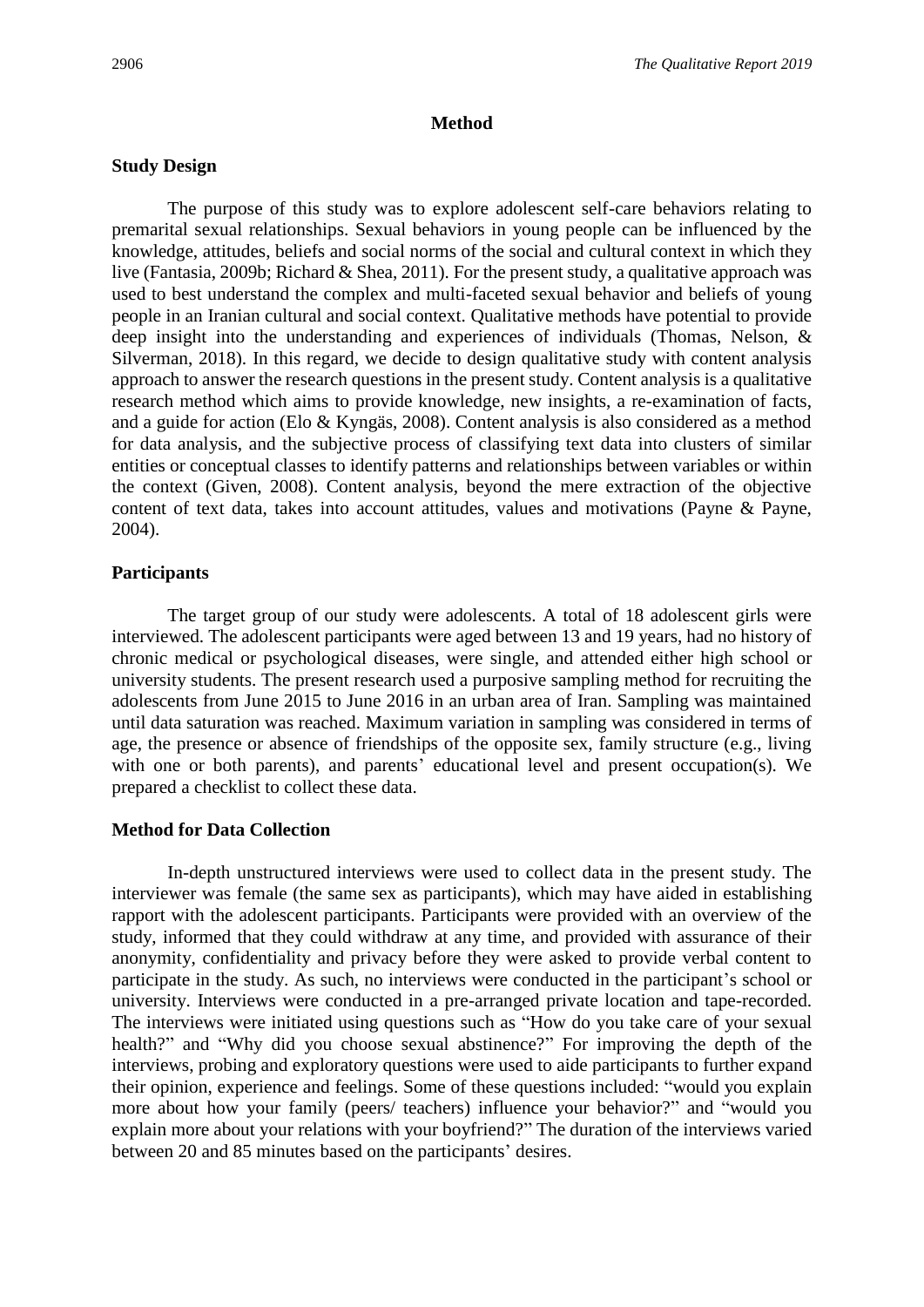## Method

### Study Design

The purpose of this study was to explore adolescent self-care behaviors relating to premarital sexual relationships. Sexual behaviors in young people can be influenced by the knowledge, attitudes, beliefs and social norms of the social and cultural context in which they live (Fantasia, 2009b; Richard & Shea, 2011). For the present study, a qualitative approach was used to best understand the complex and multi-faceted sexual behavior and beliefs of young people in an Iranian cultural and social context. Qualitative methods have potential to provide deep insight into the understanding and experiences of individuals (Thomas, Nelson, & Silverman, 2018). In this regard, we decide to design qualitative study with content analysis approach to answer the research questions in the present study. Content analysis is a qualitative research method which aims to provide knowledge, new insights, a re-examination of facts, and a guide for action (Elo & Kyngäs, 2008). Content analysis is also considered as a method for data analysis, and the subjective process of classifying text data into clusters of similar entities or conceptual classes to identify patterns and relationships between variables or within the context (Given, 2008). Content analysis, beyond the mere extraction of the objective content of text data, takes into account attitudes, values and motivations (Payne & Payne, 2004).

### Participants

The target group of our study were adolescents. A total of 18 adolescent girls were interviewed. The adolescent participants were aged between 13 and 19 years, had no history of chronic medical or psychological diseases, were single, and attended either high school or university students. The present research used a purposive sampling method for recruiting the adolescents from June 2015 to June 2016 in an urban area of Iran. Sampling was maintained until data saturation was reached. Maximum variation in sampling was considered in terms of age, the presence or absence of friendships of the opposite sex, family structure (e.g., living with one or both parents), and parents' educational level and present occupation(s). We prepared a checklist to collect these data.

### Method for Data Collection

In-depth unstructured interviews were used to collect data in the present study. The interviewer was female (the same sex as participants), which may have aided in establishing rapport with the adolescent participants. Participants were provided with an overview of the study, informed that they could withdraw at any time, and provided with assurance of their anonymity, confidentiality and privacy before they were asked to provide verbal content to participate in the study. As such, no interviews were conducted in the participant's school or university. Interviews were conducted in a pre-arranged private location and tape-recorded. The interviews were initiated using questions such as "How do you take care of your sexual health?" and "Why did you choose sexual abstinence?" For improving the depth of the interviews, probing and exploratory questions were used to aide participants to further expand their opinion, experience and feelings. Some of these questions included: "would you explain more about how your family (peers/ teachers) influence your behavior?" and "would you explain more about your relations with your boyfriend?" The duration of the interviews varied between 20 and 85 minutes based on the participants' desires.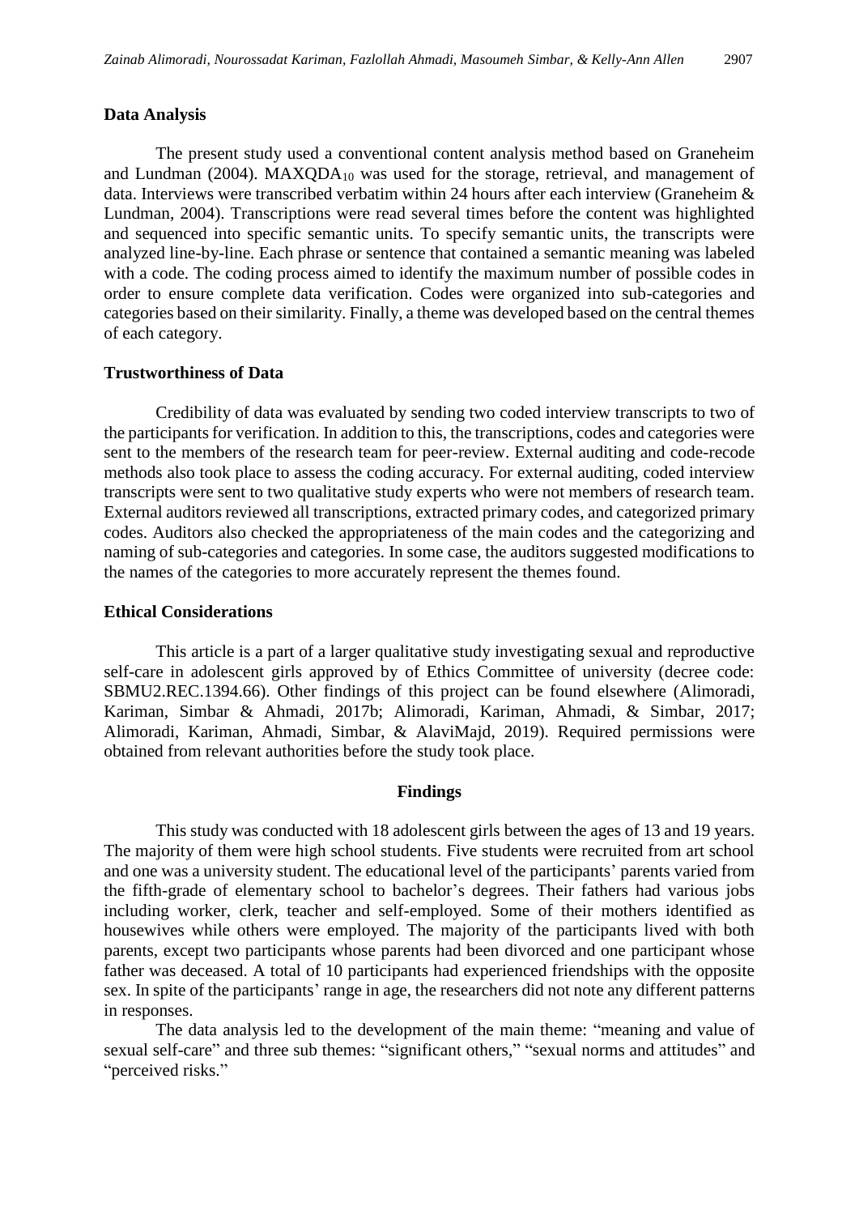### Data Analysis

The present study used a conventional content analysis method based on Graneheim and Lundman (2004). $MAXQDA_{10}$ was used for the storage, retrieval, and management of data. Interviews were transcribed verbatim within 24 hours after each interview (Graneheim & Lundman, 2004). Transcriptions were read several times before the content was highlighted and sequenced into specific semantic units. To specify semantic units, the transcripts were analyzed line-by-line. Each phrase or sentence that contained a semantic meaning was labeled with a code. The coding process aimed to identify the maximum number of possible codes in order to ensure complete data verification. Codes were organized into sub-categories and categories based on their similarity. Finally, a theme was developed based on the central themes of each category.

### Trustworthiness of Data

Credibility of data was evaluated by sending two coded interview transcripts to two of the participants for verification. In addition to this, the transcriptions, codes and categories were sent to the members of the research team for peer-review. External auditing and code-recode methods also took place to assess the coding accuracy. For external auditing, coded interview transcripts were sent to two qualitative study experts who were not members of research team. External auditors reviewed all transcriptions, extracted primary codes, and categorized primary codes. Auditors also checked the appropriateness of the main codes and the categorizing and naming of sub-categories and categories. In some case, the auditors suggested modifications to the names of the categories to more accurately represent the themes found.

### Ethical Considerations

This article is a part of a larger qualitative study investigating sexual and reproductive self-care in adolescent girls approved by of Ethics Committee of university (decree code: SBMU2.REC.1394.66). Other findings of this project can be found elsewhere (Alimoradi, Kariman, Simbar & Ahmadi, 2017b; Alimoradi, Kariman, Ahmadi, & Simbar, 2017; Alimoradi, Kariman, Ahmadi, Simbar, & AlaviMajd, 2019). Required permissions were obtained from relevant authorities before the study took place.

## Findings

This study was conducted with 18 adolescent girls between the ages of 13 and 19 years. The majority of them were high school students. Five students were recruited from art school and one was a university student. The educational level of the participants' parents varied from the fifth-grade of elementary school to bachelor's degrees. Their fathers had various jobs including worker, clerk, teacher and self-employed. Some of their mothers identified as housewives while others were employed. The majority of the participants lived with both parents, except two participants whose parents had been divorced and one participant whose father was deceased. A total of 10 participants had experienced friendships with the opposite sex. In spite of the participants' range in age, the researchers did not note any different patterns in responses.

The data analysis led to the development of the main theme: "meaning and value of sexual self-care" and three sub themes: "significant others," "sexual norms and attitudes" and "perceived risks."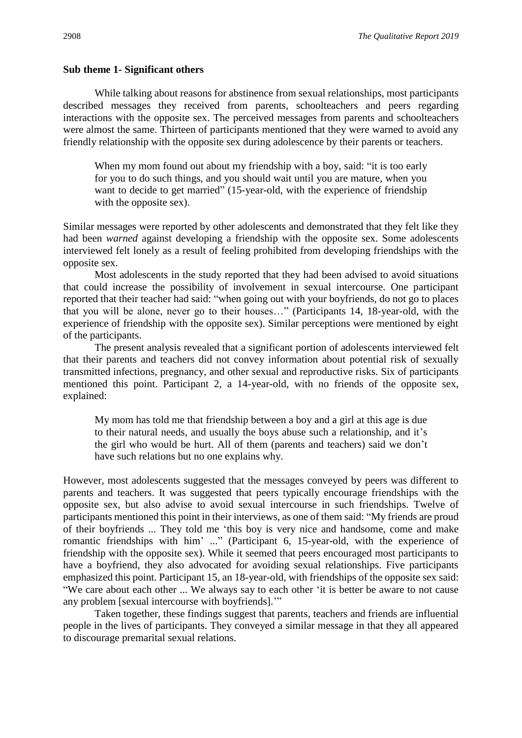**Sub theme 1- Significant others**

While talking about reasons for abstinence from sexual relationships, most participants described messages they received from parents, schoolteachers and peers regarding interactions with the opposite sex. The perceived messages from parents and schoolteachers were almost the same. Thirteen of participants mentioned that they were warned to avoid any friendly relationship with the opposite sex during adolescence by their parents or teachers.

> When my mom found out about my friendship with a boy, said: "it is too early for you to do such things, and you should wait until you are mature, when you want to decide to get married" (15-year-old, with the experience of friendship with the opposite sex).

Similar messages were reported by other adolescents and demonstrated that they felt like they had been *warned* against developing a friendship with the opposite sex. Some adolescents interviewed felt lonely as a result of feeling prohibited from developing friendships with the opposite sex.

Most adolescents in the study reported that they had been advised to avoid situations that could increase the possibility of involvement in sexual intercourse. One participant reported that their teacher had said: "when going out with your boyfriends, do not go to places that you will be alone, never go to their houses…" (Participants 14, 18-year-old, with the experience of friendship with the opposite sex). Similar perceptions were mentioned by eight of the participants.

The present analysis revealed that a significant portion of adolescents interviewed felt that their parents and teachers did not convey information about potential risk of sexually transmitted infections, pregnancy, and other sexual and reproductive risks. Six of participants mentioned this point. Participant 2, a 14-year-old, with no friends of the opposite sex, explained:

> My mom has told me that friendship between a boy and a girl at this age is due to their natural needs, and usually the boys abuse such a relationship, and it's the girl who would be hurt. All of them (parents and teachers) said we don't have such relations but no one explains why.

However, most adolescents suggested that the messages conveyed by peers was different to parents and teachers. It was suggested that peers typically encourage friendships with the opposite sex, but also advise to avoid sexual intercourse in such friendships. Twelve of participants mentioned this point in their interviews, as one of them said: "My friends are proud of their boyfriends ... They told me 'this boy is very nice and handsome, come and make romantic friendships with him' ..." (Participant 6, 15-year-old, with the experience of friendship with the opposite sex). While it seemed that peers encouraged most participants to have a boyfriend, they also advocated for avoiding sexual relationships. Five participants emphasized this point. Participant 15, an 18-year-old, with friendships of the opposite sex said: "We care about each other ... We always say to each other 'it is better be aware to not cause any problem [sexual intercourse with boyfriends].'"

Taken together, these findings suggest that parents, teachers and friends are influential people in the lives of participants. They conveyed a similar message in that they all appeared to discourage premarital sexual relations.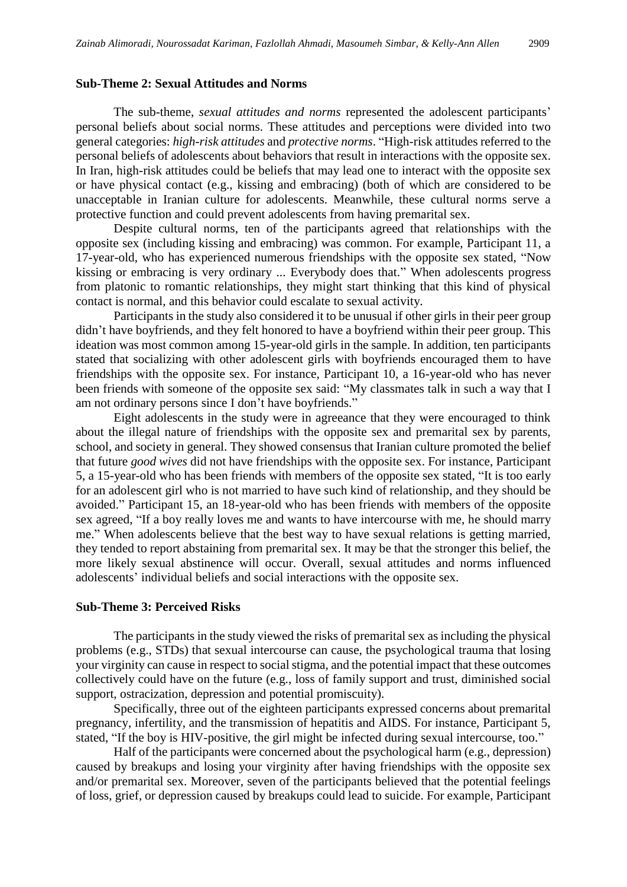### Sub-Theme 2: Sexual Attitudes and Norms

The sub-theme, *sexual attitudes and norms* represented the adolescent participants' personal beliefs about social norms. These attitudes and perceptions were divided into two general categories: *high-risk attitudes* and *protective norms*. "High-risk attitudes referred to the personal beliefs of adolescents about behaviors that result in interactions with the opposite sex. In Iran, high-risk attitudes could be beliefs that may lead one to interact with the opposite sex or have physical contact (e.g., kissing and embracing) (both of which are considered to be unacceptable in Iranian culture for adolescents. Meanwhile, these cultural norms serve a protective function and could prevent adolescents from having premarital sex.

Despite cultural norms, ten of the participants agreed that relationships with the opposite sex (including kissing and embracing) was common. For example, Participant 11, a 17-year-old, who has experienced numerous friendships with the opposite sex stated, "Now kissing or embracing is very ordinary ... Everybody does that." When adolescents progress from platonic to romantic relationships, they might start thinking that this kind of physical contact is normal, and this behavior could escalate to sexual activity.

Participants in the study also considered it to be unusual if other girls in their peer group didn't have boyfriends, and they felt honored to have a boyfriend within their peer group. This ideation was most common among 15-year-old girls in the sample. In addition, ten participants stated that socializing with other adolescent girls with boyfriends encouraged them to have friendships with the opposite sex. For instance, Participant 10, a 16-year-old who has never been friends with someone of the opposite sex said: "My classmates talk in such a way that I am not ordinary persons since I don't have boyfriends."

Eight adolescents in the study were in agreeance that they were encouraged to think about the illegal nature of friendships with the opposite sex and premarital sex by parents, school, and society in general. They showed consensus that Iranian culture promoted the belief that future *good wives* did not have friendships with the opposite sex. For instance, Participant 5, a 15-year-old who has been friends with members of the opposite sex stated, "It is too early for an adolescent girl who is not married to have such kind of relationship, and they should be avoided." Participant 15, an 18-year-old who has been friends with members of the opposite sex agreed, "If a boy really loves me and wants to have intercourse with me, he should marry me." When adolescents believe that the best way to have sexual relations is getting married, they tended to report abstaining from premarital sex. It may be that the stronger this belief, the more likely sexual abstinence will occur. Overall, sexual attitudes and norms influenced adolescents' individual beliefs and social interactions with the opposite sex.

### Sub-Theme 3: Perceived Risks

The participants in the study viewed the risks of premarital sex as including the physical problems (e.g., STDs) that sexual intercourse can cause, the psychological trauma that losing your virginity can cause in respect to social stigma, and the potential impact that these outcomes collectively could have on the future (e.g., loss of family support and trust, diminished social support, ostracization, depression and potential promiscuity).

Specifically, three out of the eighteen participants expressed concerns about premarital pregnancy, infertility, and the transmission of hepatitis and AIDS. For instance, Participant 5, stated, "If the boy is HIV-positive, the girl might be infected during sexual intercourse, too."

Half of the participants were concerned about the psychological harm (e.g., depression) caused by breakups and losing your virginity after having friendships with the opposite sex and/or premarital sex. Moreover, seven of the participants believed that the potential feelings of loss, grief, or depression caused by breakups could lead to suicide. For example, Participant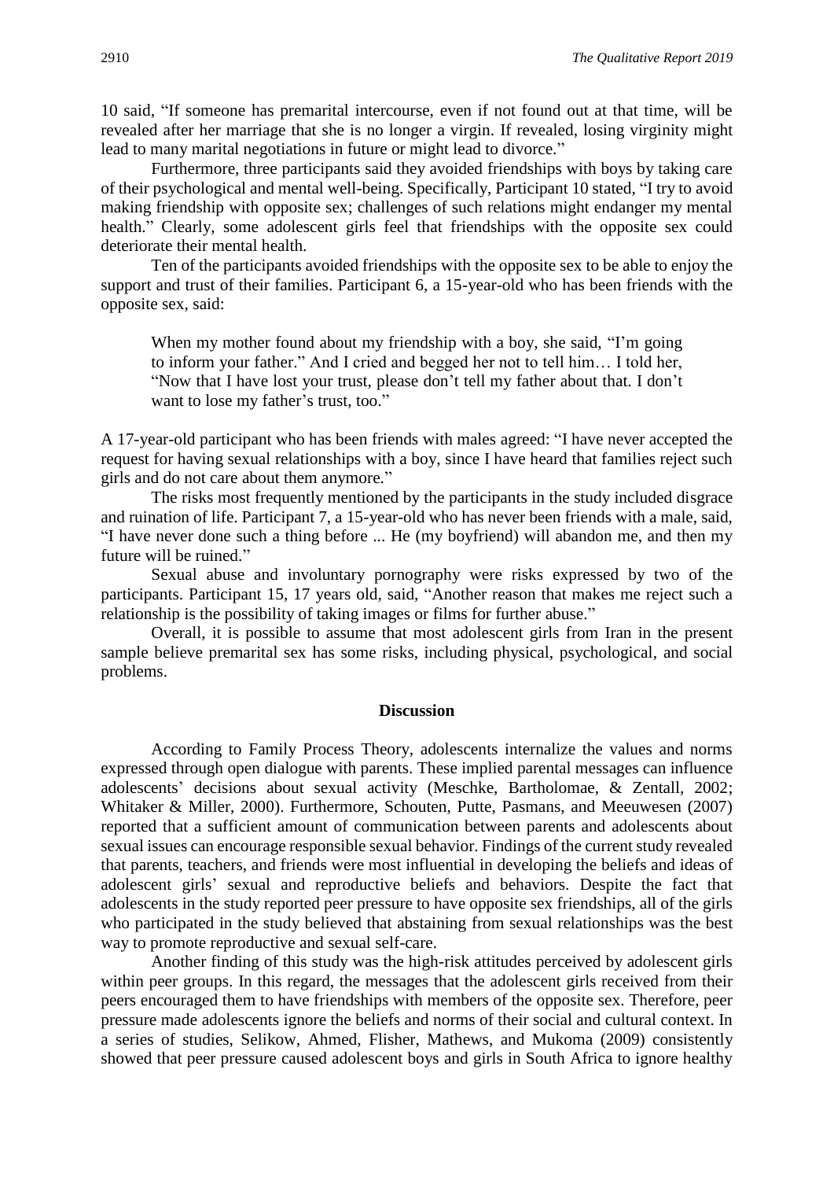10 said, "If someone has premarital intercourse, even if not found out at that time, will be revealed after her marriage that she is no longer a virgin. If revealed, losing virginity might lead to many marital negotiations in future or might lead to divorce."

Furthermore, three participants said they avoided friendships with boys by taking care of their psychological and mental well-being. Specifically, Participant 10 stated, "I try to avoid making friendship with opposite sex; challenges of such relations might endanger my mental health." Clearly, some adolescent girls feel that friendships with the opposite sex could deteriorate their mental health.

Ten of the participants avoided friendships with the opposite sex to be able to enjoy the support and trust of their families. Participant 6, a 15-year-old who has been friends with the opposite sex, said:

> When my mother found about my friendship with a boy, she said, "I'm going to inform your father." And I cried and begged her not to tell him… I told her, "Now that I have lost your trust, please don't tell my father about that. I don't want to lose my father's trust, too."

A 17-year-old participant who has been friends with males agreed: "I have never accepted the request for having sexual relationships with a boy, since I have heard that families reject such girls and do not care about them anymore."

The risks most frequently mentioned by the participants in the study included disgrace and ruination of life. Participant 7, a 15-year-old who has never been friends with a male, said, "I have never done such a thing before ... He (my boyfriend) will abandon me, and then my future will be ruined."

Sexual abuse and involuntary pornography were risks expressed by two of the participants. Participant 15, 17 years old, said, "Another reason that makes me reject such a relationship is the possibility of taking images or films for further abuse."

Overall, it is possible to assume that most adolescent girls from Iran in the present sample believe premarital sex has some risks, including physical, psychological, and social problems.

## Discussion

According to Family Process Theory, adolescents internalize the values and norms expressed through open dialogue with parents. These implied parental messages can influence adolescents' decisions about sexual activity (Meschke, Bartholomae, & Zentall, 2002; Whitaker & Miller, 2000). Furthermore, Schouten, Putte, Pasmans, and Meeuwesen (2007) reported that a sufficient amount of communication between parents and adolescents about sexual issues can encourage responsible sexual behavior. Findings of the current study revealed that parents, teachers, and friends were most influential in developing the beliefs and ideas of adolescent girls' sexual and reproductive beliefs and behaviors. Despite the fact that adolescents in the study reported peer pressure to have opposite sex friendships, all of the girls who participated in the study believed that abstaining from sexual relationships was the best way to promote reproductive and sexual self-care.

Another finding of this study was the high-risk attitudes perceived by adolescent girls within peer groups. In this regard, the messages that the adolescent girls received from their peers encouraged them to have friendships with members of the opposite sex. Therefore, peer pressure made adolescents ignore the beliefs and norms of their social and cultural context. In a series of studies, Selikow, Ahmed, Flisher, Mathews, and Mukoma (2009) consistently showed that peer pressure caused adolescent boys and girls in South Africa to ignore healthy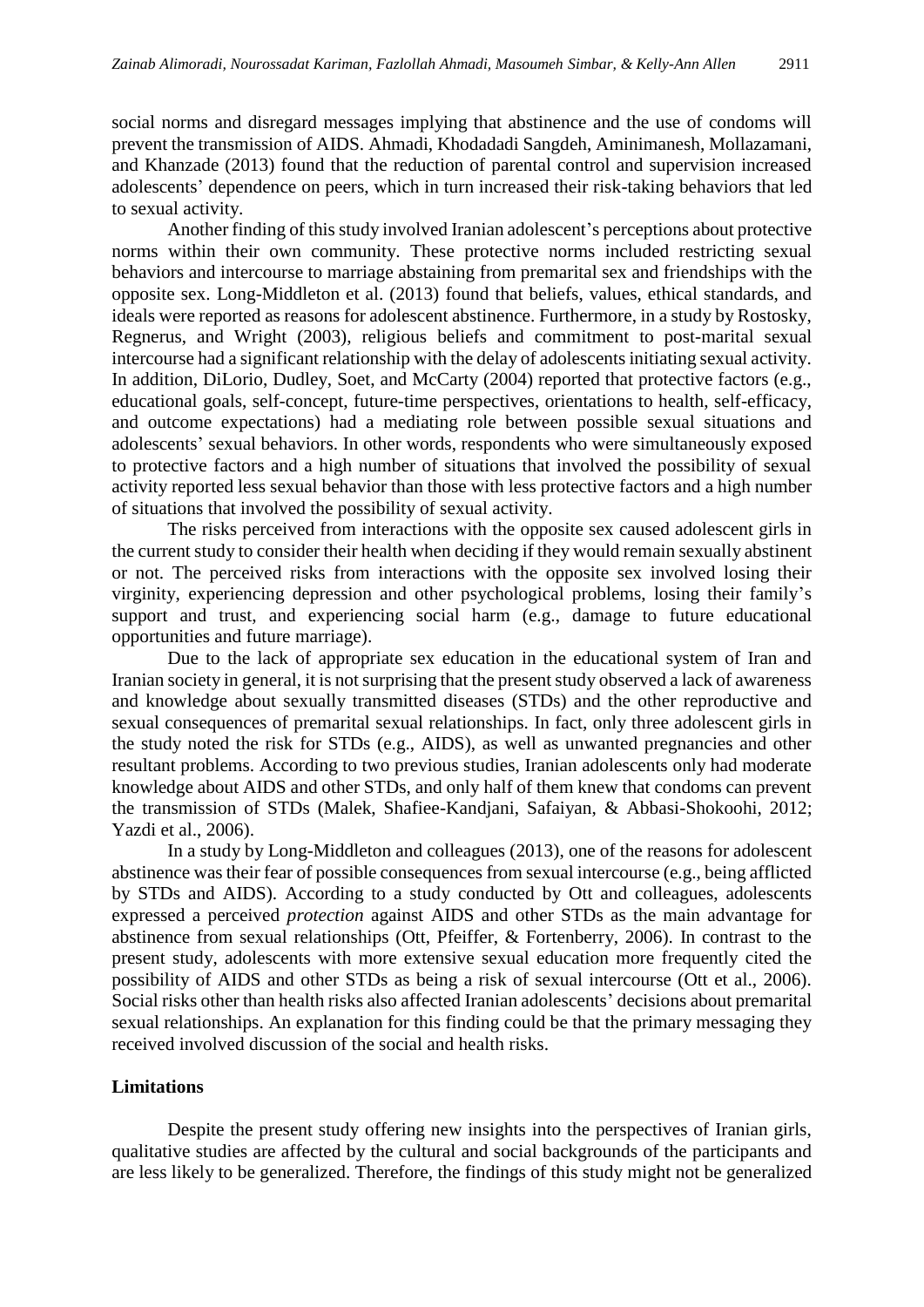social norms and disregard messages implying that abstinence and the use of condoms will prevent the transmission of AIDS. Ahmadi, Khodadadi Sangdeh, Aminimanesh, Mollazamani, and Khanzade (2013) found that the reduction of parental control and supervision increased adolescents' dependence on peers, which in turn increased their risk-taking behaviors that led to sexual activity.

Another finding of this study involved Iranian adolescent's perceptions about protective norms within their own community. These protective norms included restricting sexual behaviors and intercourse to marriage abstaining from premarital sex and friendships with the opposite sex. Long-Middleton et al. (2013) found that beliefs, values, ethical standards, and ideals were reported as reasons for adolescent abstinence. Furthermore, in a study by Rostosky, Regnerus, and Wright (2003), religious beliefs and commitment to post-marital sexual intercourse had a significant relationship with the delay of adolescents initiating sexual activity. In addition, DiLorio, Dudley, Soet, and McCarty (2004) reported that protective factors (e.g., educational goals, self-concept, future-time perspectives, orientations to health, self-efficacy, and outcome expectations) had a mediating role between possible sexual situations and adolescents' sexual behaviors. In other words, respondents who were simultaneously exposed to protective factors and a high number of situations that involved the possibility of sexual activity reported less sexual behavior than those with less protective factors and a high number of situations that involved the possibility of sexual activity.

The risks perceived from interactions with the opposite sex caused adolescent girls in the current study to consider their health when deciding if they would remain sexually abstinent or not. The perceived risks from interactions with the opposite sex involved losing their virginity, experiencing depression and other psychological problems, losing their family's support and trust, and experiencing social harm (e.g., damage to future educational opportunities and future marriage).

Due to the lack of appropriate sex education in the educational system of Iran and Iranian society in general, it is not surprising that the present study observed a lack of awareness and knowledge about sexually transmitted diseases (STDs) and the other reproductive and sexual consequences of premarital sexual relationships. In fact, only three adolescent girls in the study noted the risk for STDs (e.g., AIDS), as well as unwanted pregnancies and other resultant problems. According to two previous studies, Iranian adolescents only had moderate knowledge about AIDS and other STDs, and only half of them knew that condoms can prevent the transmission of STDs (Malek, Shafiee-Kandjani, Safaiyan, & Abbasi-Shokoohi, 2012; Yazdi et al., 2006).

In a study by Long-Middleton and colleagues (2013), one of the reasons for adolescent abstinence was their fear of possible consequences from sexual intercourse (e.g., being afflicted by STDs and AIDS). According to a study conducted by Ott and colleagues, adolescents expressed a perceived *protection* against AIDS and other STDs as the main advantage for abstinence from sexual relationships (Ott, Pfeiffer, & Fortenberry, 2006). In contrast to the present study, adolescents with more extensive sexual education more frequently cited the possibility of AIDS and other STDs as being a risk of sexual intercourse (Ott et al., 2006). Social risks other than health risks also affected Iranian adolescents' decisions about premarital sexual relationships. An explanation for this finding could be that the primary messaging they received involved discussion of the social and health risks.

## Limitations

Despite the present study offering new insights into the perspectives of Iranian girls, qualitative studies are affected by the cultural and social backgrounds of the participants and are less likely to be generalized. Therefore, the findings of this study might not be generalized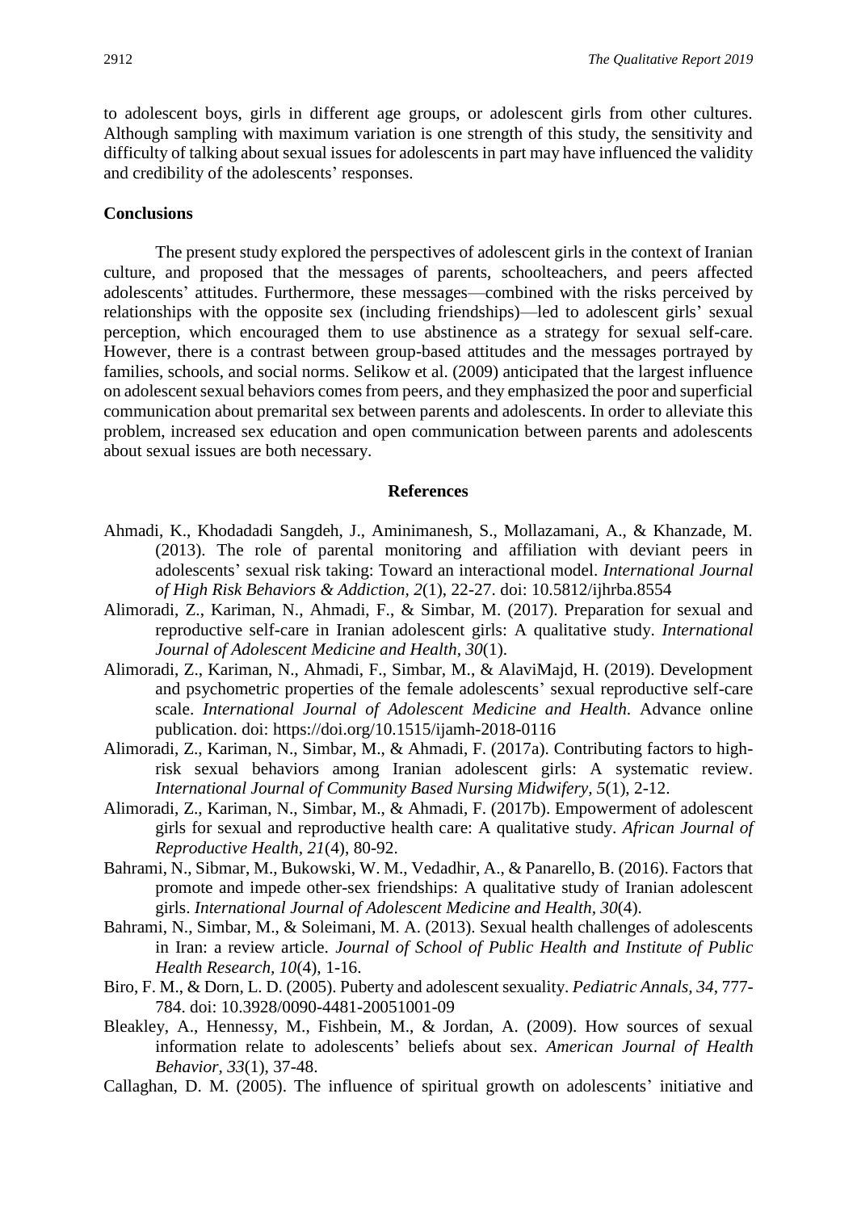to adolescent boys, girls in different age groups, or adolescent girls from other cultures. Although sampling with maximum variation is one strength of this study, the sensitivity and difficulty of talking about sexual issues for adolescents in part may have influenced the validity and credibility of the adolescents' responses.

## Conclusions

The present study explored the perspectives of adolescent girls in the context of Iranian culture, and proposed that the messages of parents, schoolteachers, and peers affected adolescents' attitudes. Furthermore, these messages—combined with the risks perceived by relationships with the opposite sex (including friendships)—led to adolescent girls' sexual perception, which encouraged them to use abstinence as a strategy for sexual self-care. However, there is a contrast between group-based attitudes and the messages portrayed by families, schools, and social norms. Selikow et al. (2009) anticipated that the largest influence on adolescent sexual behaviors comes from peers, and they emphasized the poor and superficial communication about premarital sex between parents and adolescents. In order to alleviate this problem, increased sex education and open communication between parents and adolescents about sexual issues are both necessary.

## References

Ahmadi, K., Khodadadi Sangdeh, J., Aminimanesh, S., Mollazamani, A., & Khanzade, M. (2013). The role of parental monitoring and affiliation with deviant peers in adolescents' sexual risk taking: Toward an interactional model. *International Journal of High Risk Behaviors & Addiction, 2*(1), 22-27. doi: 10.5812/ijhrba.8554

Alimoradi, Z., Kariman, N., Ahmadi, F., & Simbar, M. (2017). Preparation for sexual and reproductive self-care in Iranian adolescent girls: A qualitative study. *International Journal of Adolescent Medicine and Health, 30*(1).

Alimoradi, Z., Kariman, N., Ahmadi, F., Simbar, M., & AlaviMajd, H. (2019). Development and psychometric properties of the female adolescents' sexual reproductive self-care scale. *International Journal of Adolescent Medicine and Health*. Advance online publication. doi: https://doi.org/10.1515/ijamh-2018-0116

Alimoradi, Z., Kariman, N., Simbar, M., & Ahmadi, F. (2017a). Contributing factors to high-risk sexual behaviors among Iranian adolescent girls: A systematic review. *International Journal of Community Based Nursing Midwifery, 5*(1), 2-12.

Alimoradi, Z., Kariman, N., Simbar, M., & Ahmadi, F. (2017b). Empowerment of adolescent girls for sexual and reproductive health care: A qualitative study. *African Journal of Reproductive Health, 21*(4), 80-92.

Bahrami, N., Sibmar, M., Bukowski, W. M., Vedadhir, A., & Panarello, B. (2016). Factors that promote and impede other-sex friendships: A qualitative study of Iranian adolescent girls. *International Journal of Adolescent Medicine and Health, 30*(4).

Bahrami, N., Simbar, M., & Soleimani, M. A. (2013). Sexual health challenges of adolescents in Iran: a review article. *Journal of School of Public Health and Institute of Public Health Research, 10*(4), 1-16.

Biro, F. M., & Dorn, L. D. (2005). Puberty and adolescent sexuality. *Pediatric Annals, 34*, 777-784. doi: 10.3928/0090-4481-20051001-09

Bleakley, A., Hennessy, M., Fishbein, M., & Jordan, A. (2009). How sources of sexual information relate to adolescents' beliefs about sex. *American Journal of Health Behavior, 33*(1), 37-48.

Callaghan, D. M. (2005). The influence of spiritual growth on adolescents' initiative and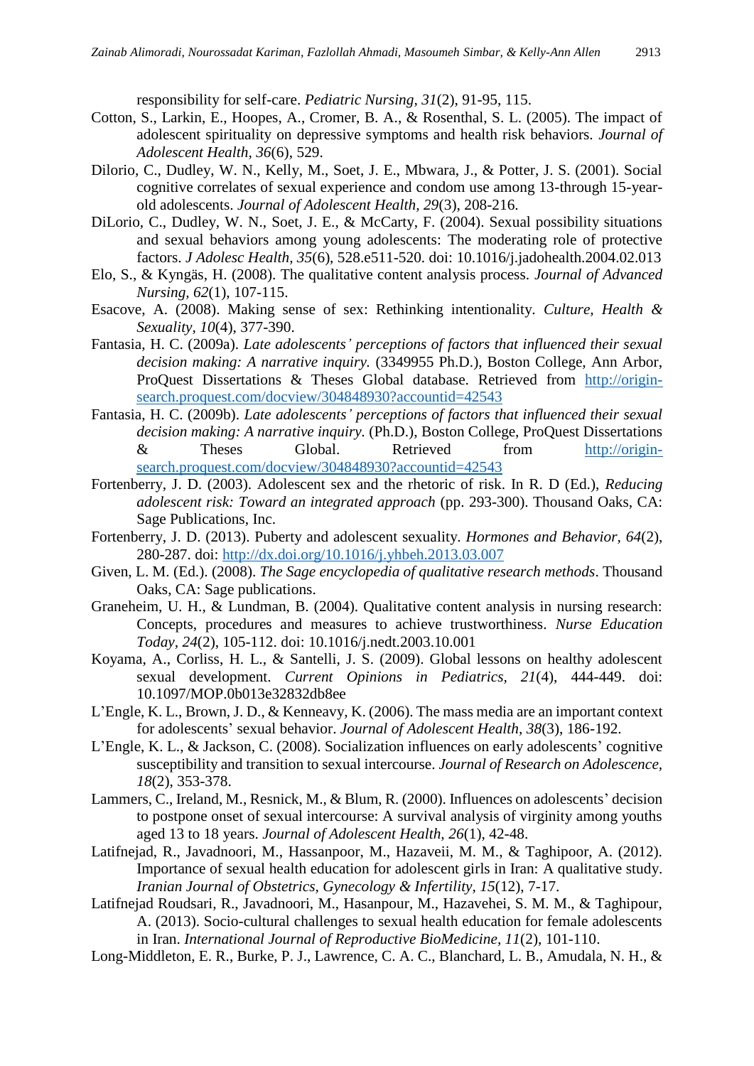responsibility for self-care. *Pediatric Nursing, 31*(2), 91-95, 115.

Cotton, S., Larkin, E., Hoopes, A., Cromer, B. A., & Rosenthal, S. L. (2005). The impact of adolescent spirituality on depressive symptoms and health risk behaviors. *Journal of Adolescent Health, 36*(6), 529.

Dilorio, C., Dudley, W. N., Kelly, M., Soet, J. E., Mbwara, J., & Potter, J. S. (2001). Social cognitive correlates of sexual experience and condom use among 13-through 15-year-old adolescents. *Journal of Adolescent Health, 29*(3), 208-216.

DiLorio, C., Dudley, W. N., Soet, J. E., & McCarty, F. (2004). Sexual possibility situations and sexual behaviors among young adolescents: The moderating role of protective factors. *J Adolesc Health, 35*(6), 528.e511-520. doi: 10.1016/j.jadohealth.2004.02.013

Elo, S., & Kyngäs, H. (2008). The qualitative content analysis process. *Journal of Advanced Nursing, 62*(1), 107-115.

Esacove, A. (2008). Making sense of sex: Rethinking intentionality. *Culture, Health & Sexuality, 10*(4), 377-390.

Fantasia, H. C. (2009a). *Late adolescents' perceptions of factors that influenced their sexual decision making: A narrative inquiry.* (3349955 Ph.D.), Boston College, Ann Arbor, ProQuest Dissertations & Theses Global database. Retrieved from http://origin-search.proquest.com/docview/304848930?accountid=42543

Fantasia, H. C. (2009b). *Late adolescents' perceptions of factors that influenced their sexual decision making: A narrative inquiry.* (Ph.D.), Boston College, ProQuest Dissertations & Theses Global. Retrieved from http://origin-search.proquest.com/docview/304848930?accountid=42543

Fortenberry, J. D. (2003). Adolescent sex and the rhetoric of risk. In R. D (Ed.), *Reducing adolescent risk: Toward an integrated approach* (pp. 293-300). Thousand Oaks, CA: Sage Publications, Inc.

Fortenberry, J. D. (2013). Puberty and adolescent sexuality. *Hormones and Behavior, 64*(2), 280-287. doi: http://dx.doi.org/10.1016/j.yhbeh.2013.03.007

Given, L. M. (Ed.). (2008). *The Sage encyclopedia of qualitative research methods*. Thousand Oaks, CA: Sage publications.

Graneheim, U. H., & Lundman, B. (2004). Qualitative content analysis in nursing research: Concepts, procedures and measures to achieve trustworthiness. *Nurse Education Today, 24*(2), 105-112. doi: 10.1016/j.nedt.2003.10.001

Koyama, A., Corliss, H. L., & Santelli, J. S. (2009). Global lessons on healthy adolescent sexual development. *Current Opinions in Pediatrics, 21*(4), 444-449. doi: 10.1097/MOP.0b013e32832db8ee

L'Engle, K. L., Brown, J. D., & Kenneavy, K. (2006). The mass media are an important context for adolescents' sexual behavior. *Journal of Adolescent Health, 38*(3), 186-192.

L'Engle, K. L., & Jackson, C. (2008). Socialization influences on early adolescents' cognitive susceptibility and transition to sexual intercourse. *Journal of Research on Adolescence, 18*(2), 353-378.

Lammers, C., Ireland, M., Resnick, M., & Blum, R. (2000). Influences on adolescents' decision to postpone onset of sexual intercourse: A survival analysis of virginity among youths aged 13 to 18 years. *Journal of Adolescent Health, 26*(1), 42-48.

Latifnejad, R., Javadnoori, M., Hassanpoor, M., Hazaveii, M. M., & Taghipoor, A. (2012). Importance of sexual health education for adolescent girls in Iran: A qualitative study. *Iranian Journal of Obstetrics, Gynecology & Infertility, 15*(12), 7-17.

Latifnejad Roudsari, R., Javadnoori, M., Hasanpour, M., Hazavehei, S. M. M., & Taghipour, A. (2013). Socio-cultural challenges to sexual health education for female adolescents in Iran. *International Journal of Reproductive BioMedicine, 11*(2), 101-110.

Long-Middleton, E. R., Burke, P. J., Lawrence, C. A. C., Blanchard, L. B., Amudala, N. H., &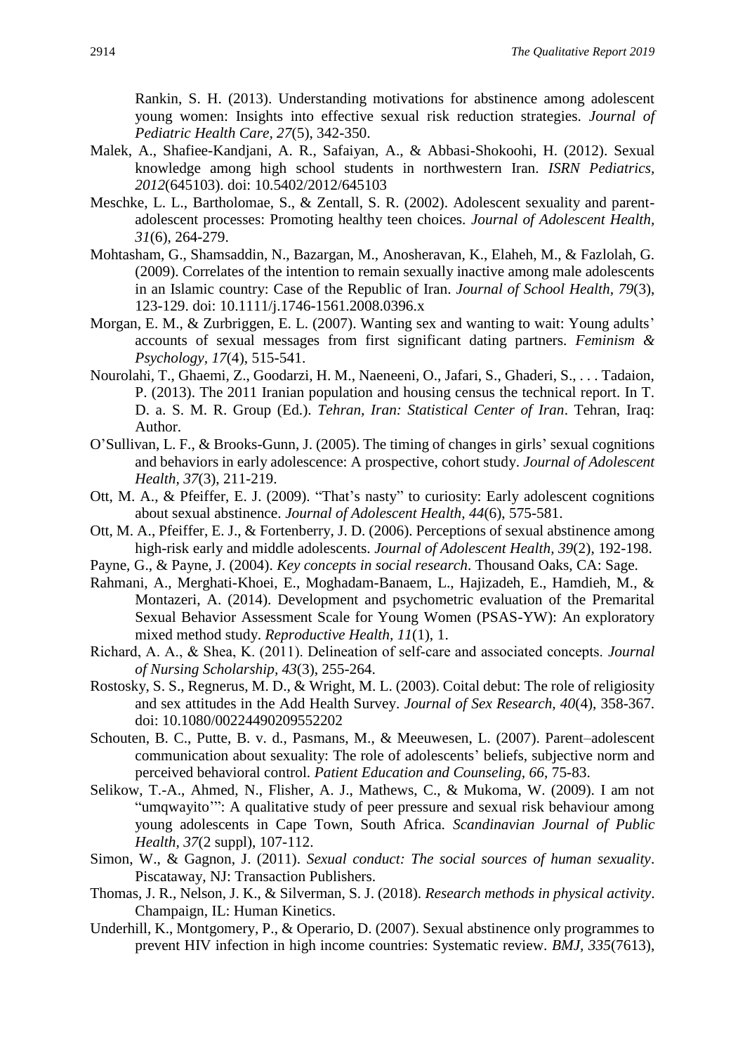Rankin, S. H. (2013). Understanding motivations for abstinence among adolescent young women: Insights into effective sexual risk reduction strategies. *Journal of Pediatric Health Care, 27*(5), 342-350.

Malek, A., Shafiee-Kandjani, A. R., Safaiyan, A., & Abbasi-Shokoohi, H. (2012). Sexual knowledge among high school students in northwestern Iran. *ISRN Pediatrics, 2012*(645103). doi: 10.5402/2012/645103

Meschke, L. L., Bartholomae, S., & Zentall, S. R. (2002). Adolescent sexuality and parent-adolescent processes: Promoting healthy teen choices. *Journal of Adolescent Health, 31*(6), 264-279.

Mohtasham, G., Shamsaddin, N., Bazargan, M., Anosheravan, K., Elaheh, M., & Fazlolah, G. (2009). Correlates of the intention to remain sexually inactive among male adolescents in an Islamic country: Case of the Republic of Iran. *Journal of School Health, 79*(3), 123-129. doi: 10.1111/j.1746-1561.2008.0396.x

Morgan, E. M., & Zurbriggen, E. L. (2007). Wanting sex and wanting to wait: Young adults' accounts of sexual messages from first significant dating partners. *Feminism & Psychology, 17*(4), 515-541.

Nourolahi, T., Ghaemi, Z., Goodarzi, H. M., Naeneeni, O., Jafari, S., Ghaderi, S., . . . Tadaion, P. (2013). The 2011 Iranian population and housing census the technical report. In T. D. a. S. M. R. Group (Ed.). *Tehran, Iran: Statistical Center of Iran*. Tehran, Iraq: Author.

O'Sullivan, L. F., & Brooks-Gunn, J. (2005). The timing of changes in girls' sexual cognitions and behaviors in early adolescence: A prospective, cohort study. *Journal of Adolescent Health, 37*(3), 211-219.

Ott, M. A., & Pfeiffer, E. J. (2009). "That's nasty" to curiosity: Early adolescent cognitions about sexual abstinence. *Journal of Adolescent Health, 44*(6), 575-581.

Ott, M. A., Pfeiffer, E. J., & Fortenberry, J. D. (2006). Perceptions of sexual abstinence among high-risk early and middle adolescents. *Journal of Adolescent Health, 39*(2), 192-198.

Payne, G., & Payne, J. (2004). *Key concepts in social research*. Thousand Oaks, CA: Sage.

Rahmani, A., Merghati-Khoei, E., Moghadam-Banaem, L., Hajizadeh, E., Hamdieh, M., & Montazeri, A. (2014). Development and psychometric evaluation of the Premarital Sexual Behavior Assessment Scale for Young Women (PSAS-YW): An exploratory mixed method study. *Reproductive Health, 11*(1), 1.

Richard, A. A., & Shea, K. (2011). Delineation of self-care and associated concepts. *Journal of Nursing Scholarship, 43*(3), 255-264.

Rostosky, S. S., Regnerus, M. D., & Wright, M. L. (2003). Coital debut: The role of religiosity and sex attitudes in the Add Health Survey. *Journal of Sex Research, 40*(4), 358-367. doi: 10.1080/00224490209552202

Schouten, B. C., Putte, B. v. d., Pasmans, M., & Meeuwesen, L. (2007). Parent–adolescent communication about sexuality: The role of adolescents' beliefs, subjective norm and perceived behavioral control. *Patient Education and Counseling, 66*, 75-83.

Selikow, T.-A., Ahmed, N., Flisher, A. J., Mathews, C., & Mukoma, W. (2009). I am not "umqwayito'": A qualitative study of peer pressure and sexual risk behaviour among young adolescents in Cape Town, South Africa. *Scandinavian Journal of Public Health, 37*(2 suppl), 107-112.

Simon, W., & Gagnon, J. (2011). *Sexual conduct: The social sources of human sexuality*. Piscataway, NJ: Transaction Publishers.

Thomas, J. R., Nelson, J. K., & Silverman, S. J. (2018). *Research methods in physical activity*. Champaign, IL: Human Kinetics.

Underhill, K., Montgomery, P., & Operario, D. (2007). Sexual abstinence only programmes to prevent HIV infection in high income countries: Systematic review. *BMJ, 335*(7613),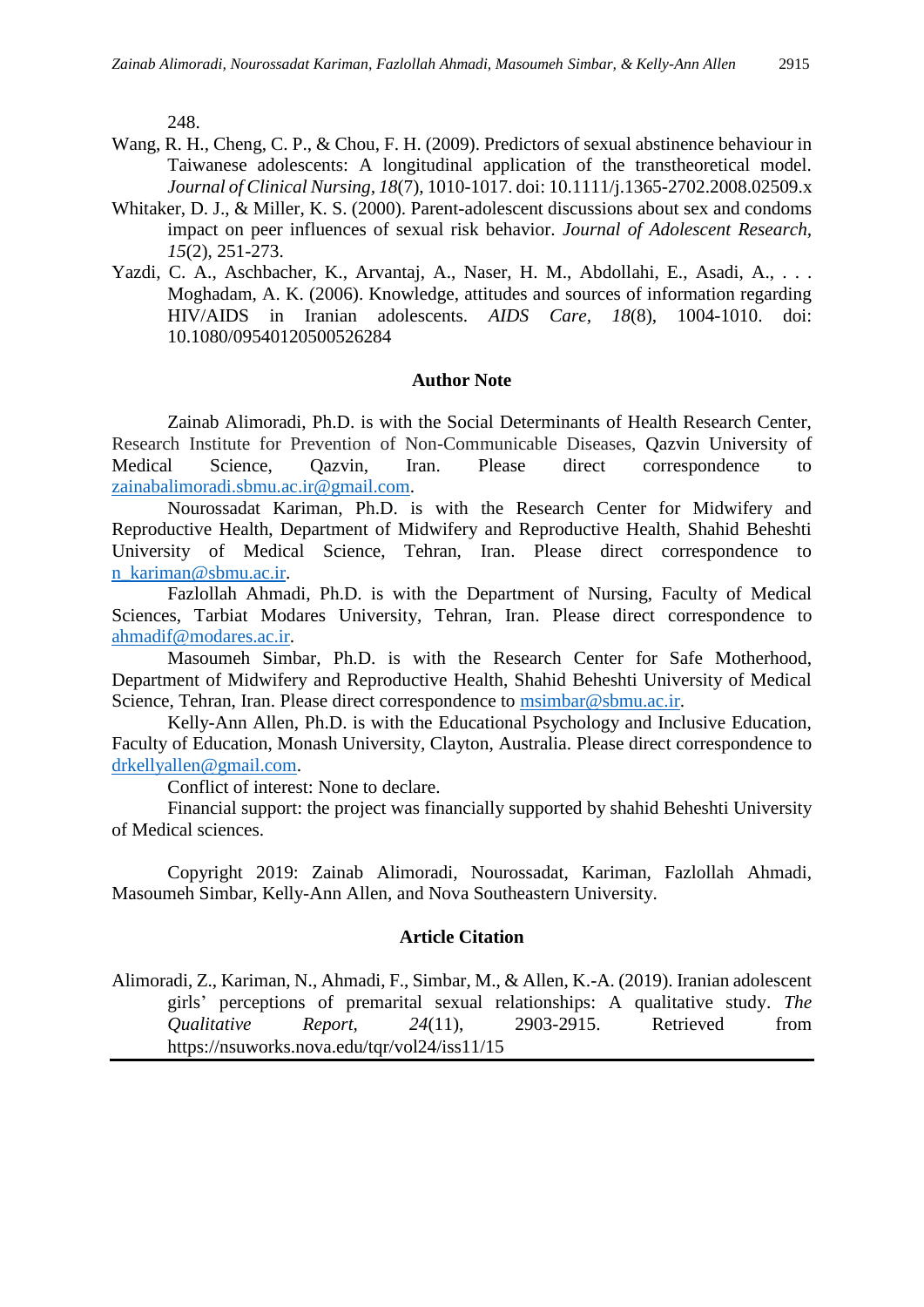248.

Wang, R. H., Cheng, C. P., & Chou, F. H. (2009). Predictors of sexual abstinence behaviour in Taiwanese adolescents: A longitudinal application of the transtheoretical model. *Journal of Clinical Nursing, 18*(7), 1010-1017. doi: 10.1111/j.1365-2702.2008.02509.x

Whitaker, D. J., & Miller, K. S. (2000). Parent-adolescent discussions about sex and condoms impact on peer influences of sexual risk behavior. *Journal of Adolescent Research, 15*(2), 251-273.

Yazdi, C. A., Aschbacher, K., Arvantaj, A., Naser, H. M., Abdollahi, E., Asadi, A., . . . Moghadam, A. K. (2006). Knowledge, attitudes and sources of information regarding HIV/AIDS in Iranian adolescents. *AIDS Care, 18*(8), 1004-1010. doi: 10.1080/09540120500526284

## Author Note

Zainab Alimoradi, Ph.D. is with the Social Determinants of Health Research Center, Research Institute for Prevention of Non-Communicable Diseases, Qazvin University of Medical Science, Qazvin, Iran. Please direct correspondence to zainabalimoradi.sbmu.ac.ir@gmail.com.

Nourossadat Kariman, Ph.D. is with the Research Center for Midwifery and Reproductive Health, Department of Midwifery and Reproductive Health, Shahid Beheshti University of Medical Science, Tehran, Iran. Please direct correspondence to n_kariman@sbmu.ac.ir.

Fazlollah Ahmadi, Ph.D. is with the Department of Nursing, Faculty of Medical Sciences, Tarbiat Modares University, Tehran, Iran. Please direct correspondence to ahmadif@modares.ac.ir.

Masoumeh Simbar, Ph.D. is with the Research Center for Safe Motherhood, Department of Midwifery and Reproductive Health, Shahid Beheshti University of Medical Science, Tehran, Iran. Please direct correspondence to msimbar@sbmu.ac.ir.

Kelly-Ann Allen, Ph.D. is with the Educational Psychology and Inclusive Education, Faculty of Education, Monash University, Clayton, Australia. Please direct correspondence to drkellyallen@gmail.com.

Conflict of interest: None to declare.

Financial support: the project was financially supported by shahid Beheshti University of Medical sciences.

Copyright 2019: Zainab Alimoradi, Nourossadat, Kariman, Fazlollah Ahmadi, Masoumeh Simbar, Kelly-Ann Allen, and Nova Southeastern University.

## Article Citation

Alimoradi, Z., Kariman, N., Ahmadi, F., Simbar, M., & Allen, K.-A. (2019). Iranian adolescent girls' perceptions of premarital sexual relationships: A qualitative study. *The Qualitative Report, 24*(11), 2903-2915. Retrieved from https://nsuworks.nova.edu/tqr/vol24/iss11/15